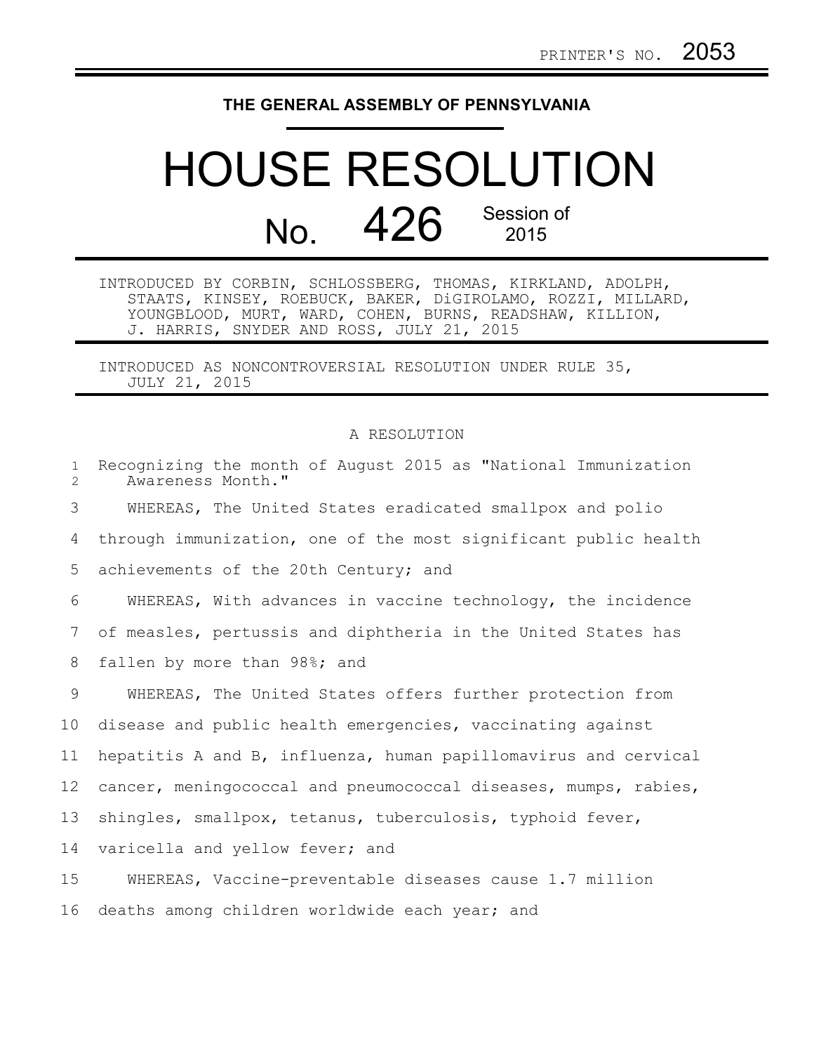PRINTER'S NO. 2053

# THE GENERAL ASSEMBLY OF PENNSYLVANIA

# HOUSE RESOLUTION

## No. 426 Session of 2015

INTRODUCED BY CORBIN, SCHLOSSBERG, THOMAS, KIRKLAND, ADOLPH, STAATS, KINSEY, ROEBUCK, BAKER, DiGIROLAMO, ROZZI, MILLARD, YOUNGBLOOD, MURT, WARD, COHEN, BURNS, READSHAW, KILLION, J. HARRIS, SNYDER AND ROSS, JULY 21, 2015

INTRODUCED AS NONCONTROVERSIAL RESOLUTION UNDER RULE 35, JULY 21, 2015

A RESOLUTION

1 Recognizing the month of August 2015 as "National Immunization
2 Awareness Month."

3 WHEREAS, The United States eradicated smallpox and polio
4 through immunization, one of the most significant public health
5 achievements of the 20th Century; and

6 WHEREAS, With advances in vaccine technology, the incidence
7 of measles, pertussis and diphtheria in the United States has
8 fallen by more than 98%; and

9 WHEREAS, The United States offers further protection from
10 disease and public health emergencies, vaccinating against
11 hepatitis A and B, influenza, human papillomavirus and cervical
12 cancer, meningococcal and pneumococcal diseases, mumps, rabies,
13 shingles, smallpox, tetanus, tuberculosis, typhoid fever,
14 varicella and yellow fever; and

15 WHEREAS, Vaccine-preventable diseases cause 1.7 million
16 deaths among children worldwide each year; and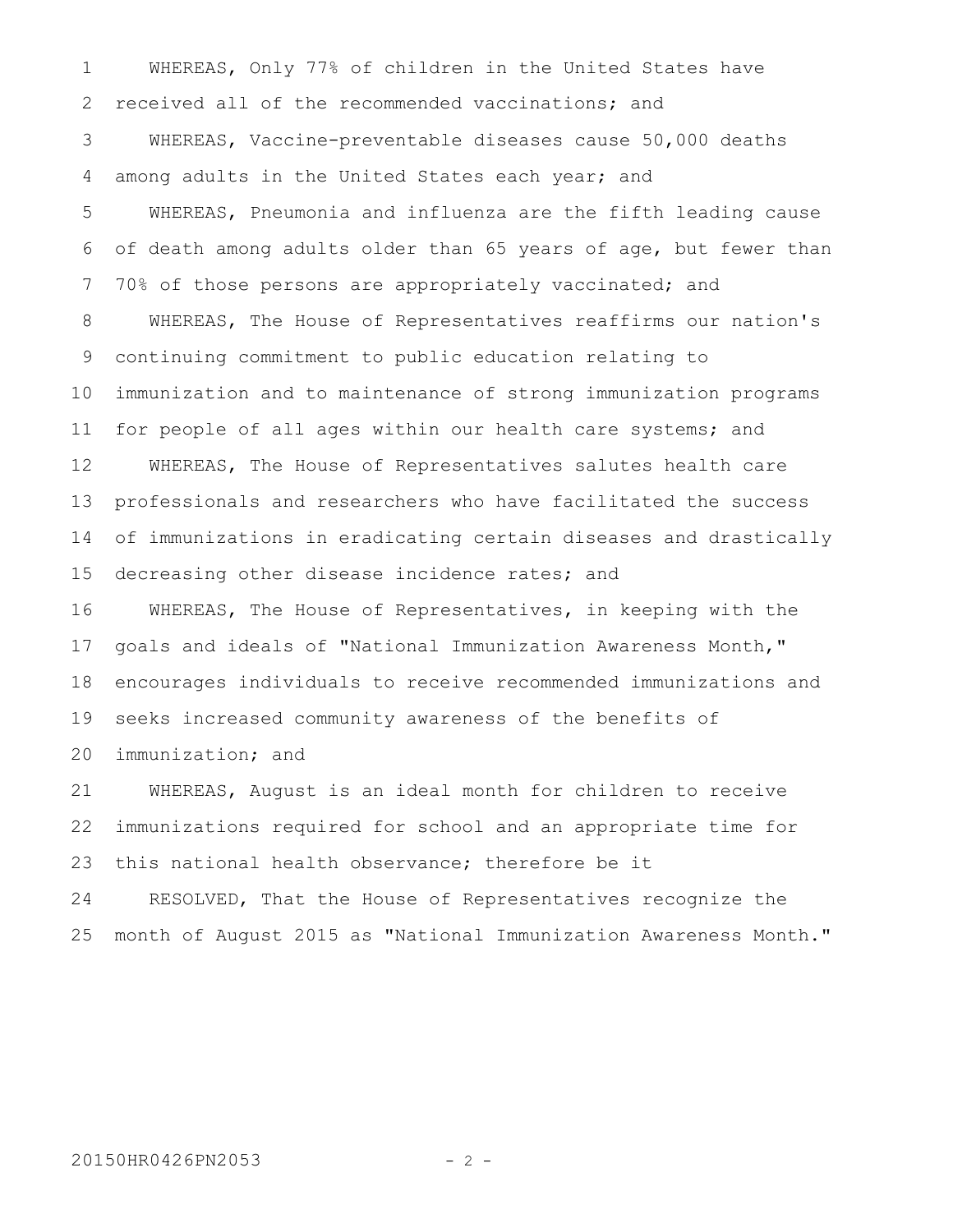WHEREAS, Only 77% of children in the United States have received all of the recommended vaccinations; and

WHEREAS, Vaccine-preventable diseases cause 50,000 deaths among adults in the United States each year; and

WHEREAS, Pneumonia and influenza are the fifth leading cause of death among adults older than 65 years of age, but fewer than 70% of those persons are appropriately vaccinated; and

WHEREAS, The House of Representatives reaffirms our nation's continuing commitment to public education relating to immunization and to maintenance of strong immunization programs for people of all ages within our health care systems; and

WHEREAS, The House of Representatives salutes health care professionals and researchers who have facilitated the success of immunizations in eradicating certain diseases and drastically decreasing other disease incidence rates; and

WHEREAS, The House of Representatives, in keeping with the goals and ideals of "National Immunization Awareness Month," encourages individuals to receive recommended immunizations and seeks increased community awareness of the benefits of immunization; and

WHEREAS, August is an ideal month for children to receive immunizations required for school and an appropriate time for this national health observance; therefore be it

RESOLVED, That the House of Representatives recognize the month of August 2015 as "National Immunization Awareness Month."